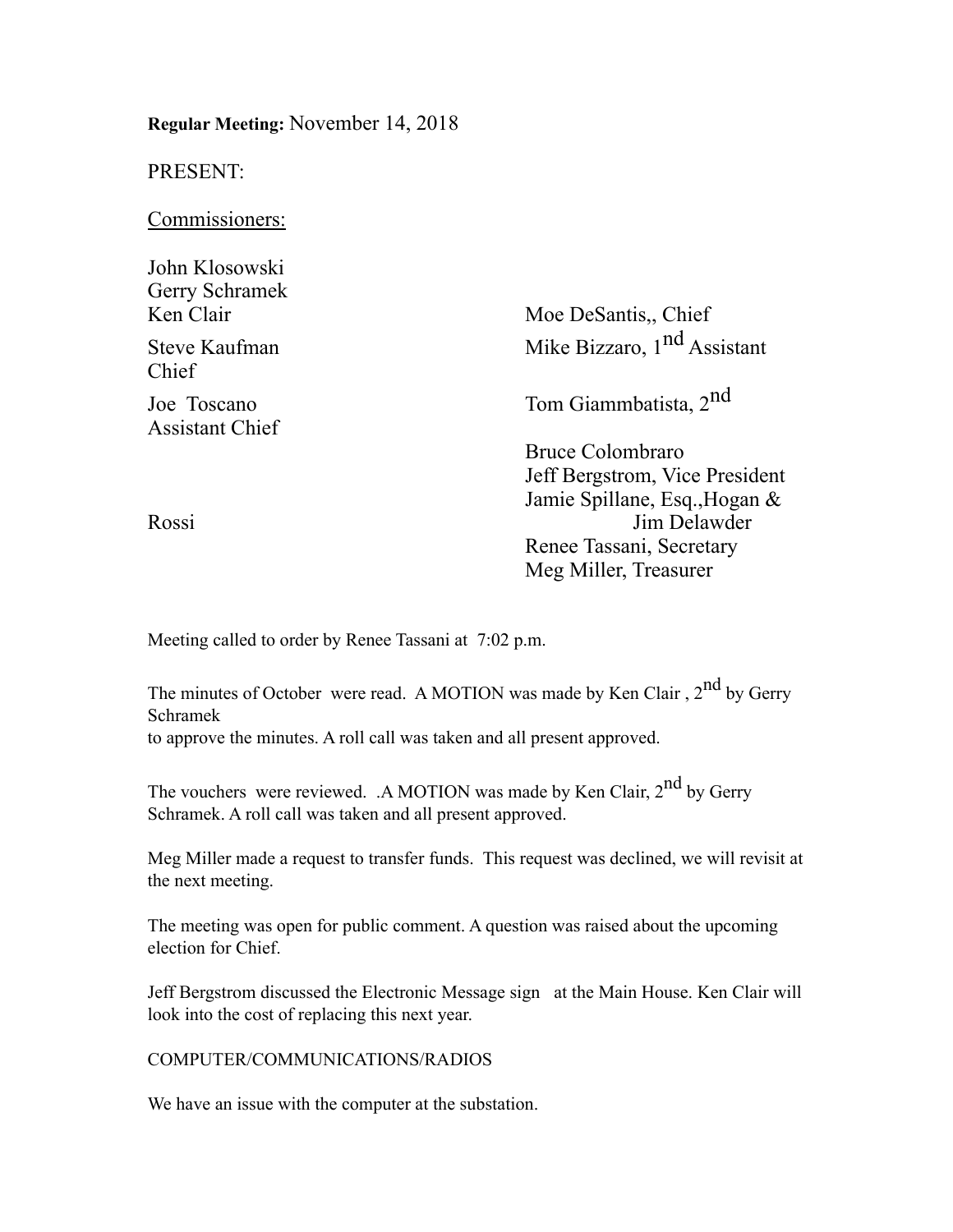**Regular Meeting:** November 14, 2018

PRESENT:

Commissioners:

John Klosowski
Gerry Schramek
Ken Clair
Steve Kaufman
Chief
Joe Toscano
Assistant Chief

Rossi

Moe DeSantis,, Chief
Mike Bizzaro, 1st Assistant
Tom Giammbatista, 2nd

Bruce Colombraro
Jeff Bergstrom, Vice President
Jamie Spillane, Esq.,Hogan &
Jim Delawder
Renee Tassani, Secretary
Meg Miller, Treasurer

Meeting called to order by Renee Tassani at 7:02 p.m.

The minutes of October were read. A MOTION was made by Ken Clair , 2nd by Gerry Schramek
to approve the minutes. A roll call was taken and all present approved.

The vouchers were reviewed. .A MOTION was made by Ken Clair, 2nd by Gerry Schramek. A roll call was taken and all present approved.

Meg Miller made a request to transfer funds. This request was declined, we will revisit at the next meeting.

The meeting was open for public comment. A question was raised about the upcoming election for Chief.

Jeff Bergstrom discussed the Electronic Message sign at the Main House. Ken Clair will look into the cost of replacing this next year.

COMPUTER/COMMUNICATIONS/RADIOS

We have an issue with the computer at the substation.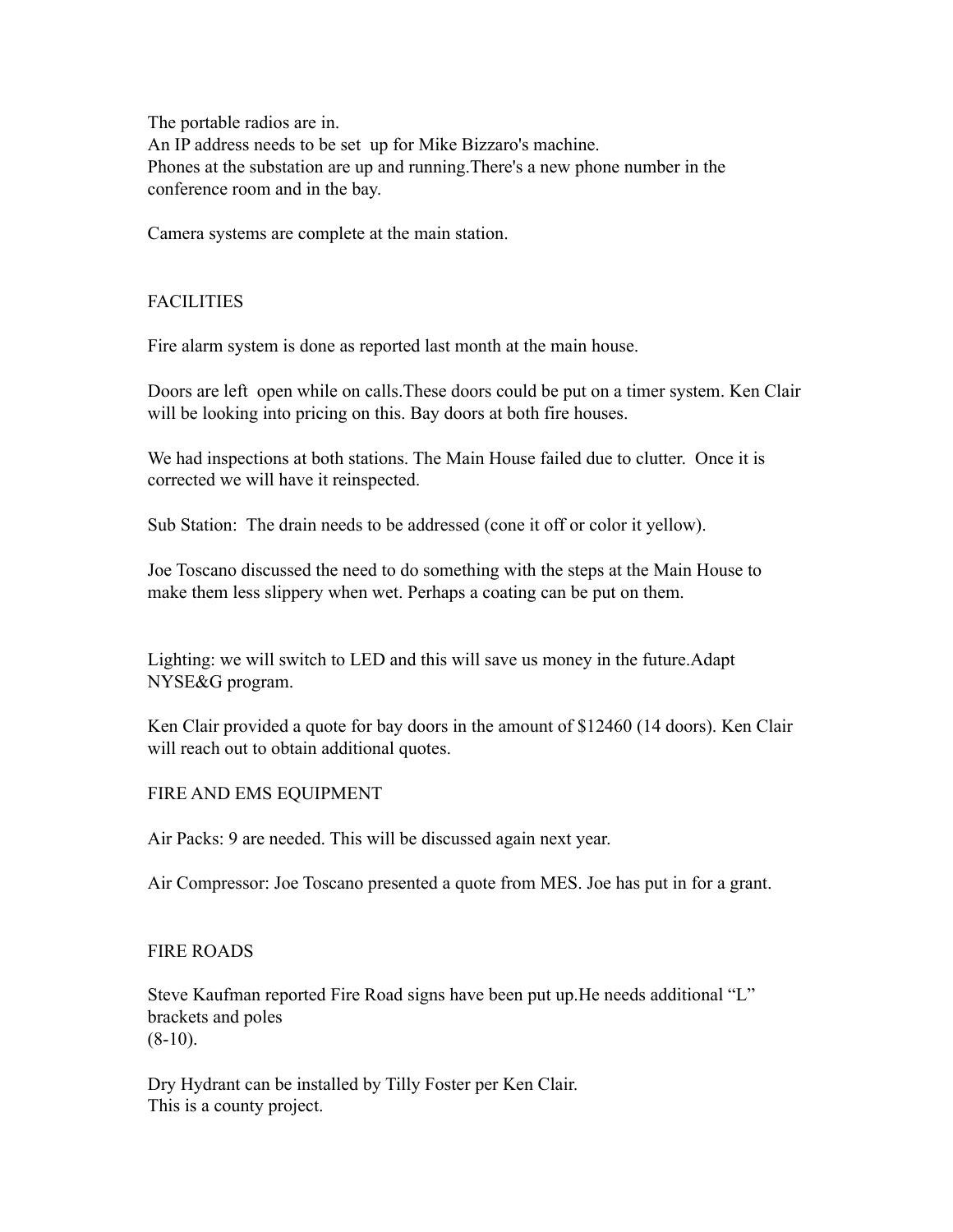The portable radios are in.
An IP address needs to be set up for Mike Bizzaro's machine.
Phones at the substation are up and running.There's a new phone number in the conference room and in the bay.

Camera systems are complete at the main station.

## FACILITIES

Fire alarm system is done as reported last month at the main house.

Doors are left open while on calls.These doors could be put on a timer system. Ken Clair will be looking into pricing on this. Bay doors at both fire houses.

We had inspections at both stations. The Main House failed due to clutter. Once it is corrected we will have it reinspected.

Sub Station: The drain needs to be addressed (cone it off or color it yellow).

Joe Toscano discussed the need to do something with the steps at the Main House to make them less slippery when wet. Perhaps a coating can be put on them.

Lighting: we will switch to LED and this will save us money in the future.Adapt NYSE&G program.

Ken Clair provided a quote for bay doors in the amount of $12460 (14 doors). Ken Clair will reach out to obtain additional quotes.

## FIRE AND EMS EQUIPMENT

Air Packs: 9 are needed. This will be discussed again next year.

Air Compressor: Joe Toscano presented a quote from MES. Joe has put in for a grant.

## FIRE ROADS

Steve Kaufman reported Fire Road signs have been put up.He needs additional “L” brackets and poles
(8-10).

Dry Hydrant can be installed by Tilly Foster per Ken Clair.
This is a county project.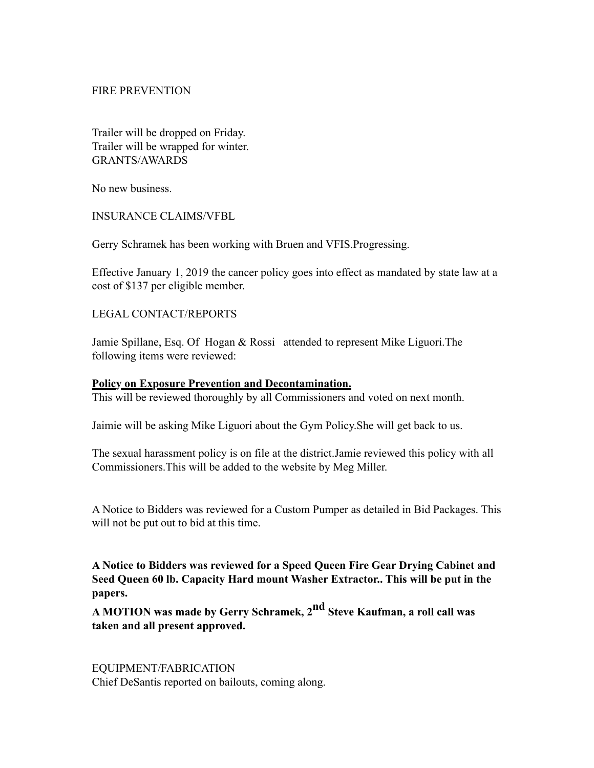FIRE PREVENTION

Trailer will be dropped on Friday.
Trailer will be wrapped for winter.
GRANTS/AWARDS

No new business.

INSURANCE CLAIMS/VFBL

Gerry Schramek has been working with Bruen and VFIS.Progressing.

Effective January 1, 2019 the cancer policy goes into effect as mandated by state law at a cost of $137 per eligible member.

LEGAL CONTACT/REPORTS

Jamie Spillane, Esq. Of Hogan & Rossi attended to represent Mike Liguori.The following items were reviewed:

**Policy on Exposure Prevention and Decontamination.**
This will be reviewed thoroughly by all Commissioners and voted on next month.

Jaimie will be asking Mike Liguori about the Gym Policy.She will get back to us.

The sexual harassment policy is on file at the district.Jamie reviewed this policy with all Commissioners.This will be added to the website by Meg Miller.

A Notice to Bidders was reviewed for a Custom Pumper as detailed in Bid Packages. This will not be put out to bid at this time.

**A Notice to Bidders was reviewed for a Speed Queen Fire Gear Drying Cabinet and Seed Queen 60 lb. Capacity Hard mount Washer Extractor.. This will be put in the papers.**

**A MOTION was made by Gerry Schramek, 2nd Steve Kaufman, a roll call was taken and all present approved.**

EQUIPMENT/FABRICATION
Chief DeSantis reported on bailouts, coming along.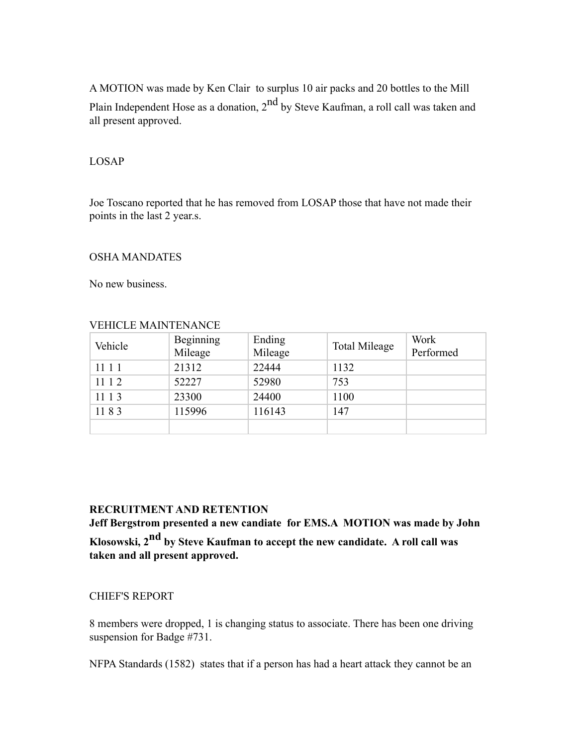A MOTION was made by Ken Clair  to surplus 10 air packs and 20 bottles to the Mill Plain Independent Hose as a donation, 2nd by Steve Kaufman, a roll call was taken and all present approved.

LOSAP

Joe Toscano reported that he has removed from LOSAP those that have not made their points in the last 2 year.s.

OSHA MANDATES

No new business.

VEHICLE MAINTENANCE

| Vehicle | Beginning Mileage | Ending Mileage | Total Mileage | Work Performed |
|---|---|---|---|---|
| 11 1 1 | 21312 | 22444 | 1132 | |
| 11 1 2 | 52227 | 52980 | 753 | |
| 11 1 3 | 23300 | 24400 | 1100 | |
| 11 8 3 | 115996 | 116143 | 147 | |
| | | | | |

**RECRUITMENT AND RETENTION**

**Jeff Bergstrom presented a new candiate  for EMS.A  MOTION was made by John Klosowski, 2nd by Steve Kaufman to accept the new candidate.  A roll call was taken and all present approved.**

CHIEF'S REPORT

8 members were dropped, 1 is changing status to associate. There has been one driving suspension for Badge #731.

NFPA Standards (1582)  states that if a person has had a heart attack they cannot be an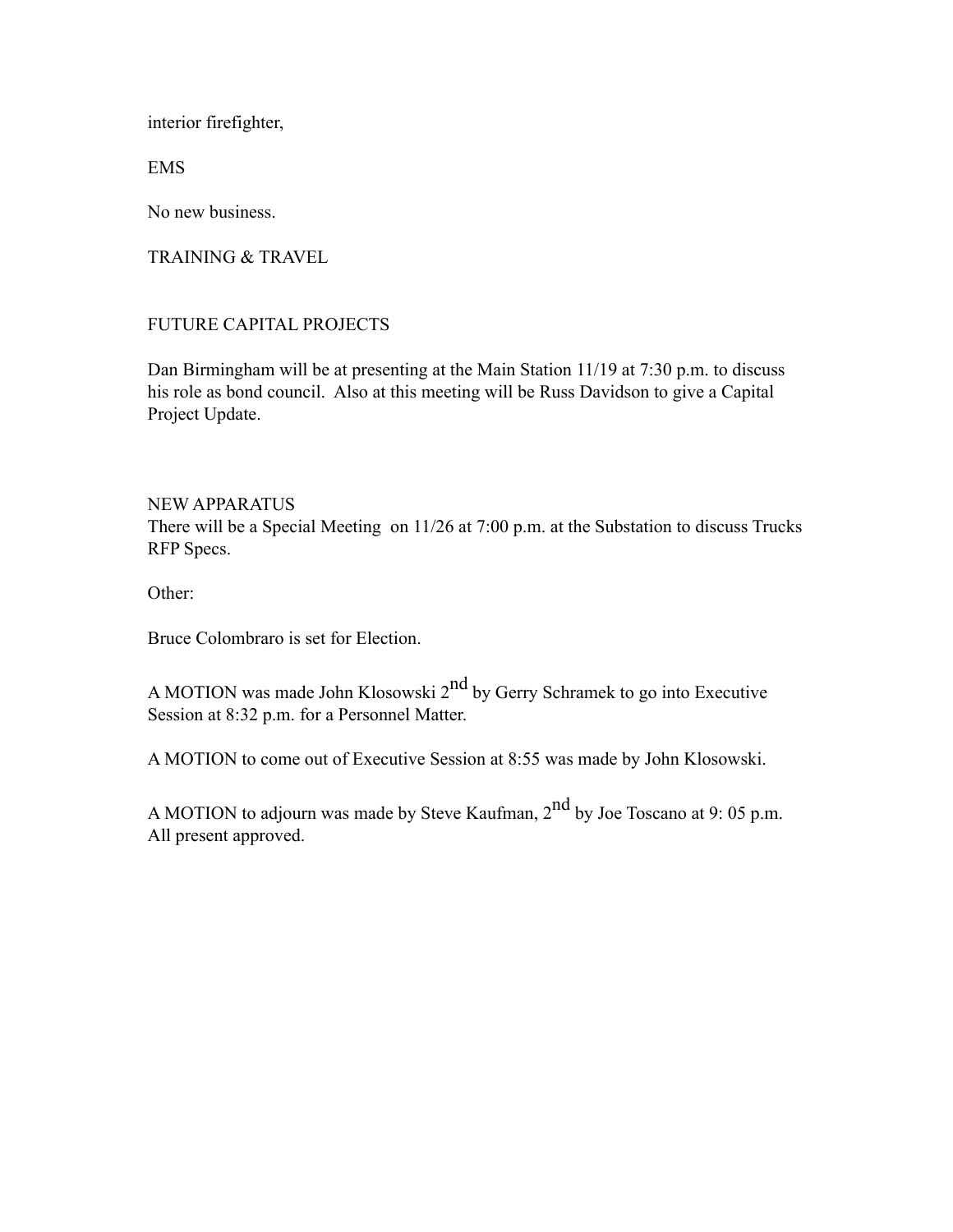interior firefighter,

EMS

No new business.

TRAINING & TRAVEL

FUTURE CAPITAL PROJECTS

Dan Birmingham will be at presenting at the Main Station 11/19 at 7:30 p.m. to discuss his role as bond council. Also at this meeting will be Russ Davidson to give a Capital Project Update.

NEW APPARATUS

There will be a Special Meeting on 11/26 at 7:00 p.m. at the Substation to discuss Trucks RFP Specs.

Other:

Bruce Colombraro is set for Election.

A MOTION was made John Klosowski 2nd by Gerry Schramek to go into Executive Session at 8:32 p.m. for a Personnel Matter.

A MOTION to come out of Executive Session at 8:55 was made by John Klosowski.

A MOTION to adjourn was made by Steve Kaufman, 2nd by Joe Toscano at 9: 05 p.m. All present approved.